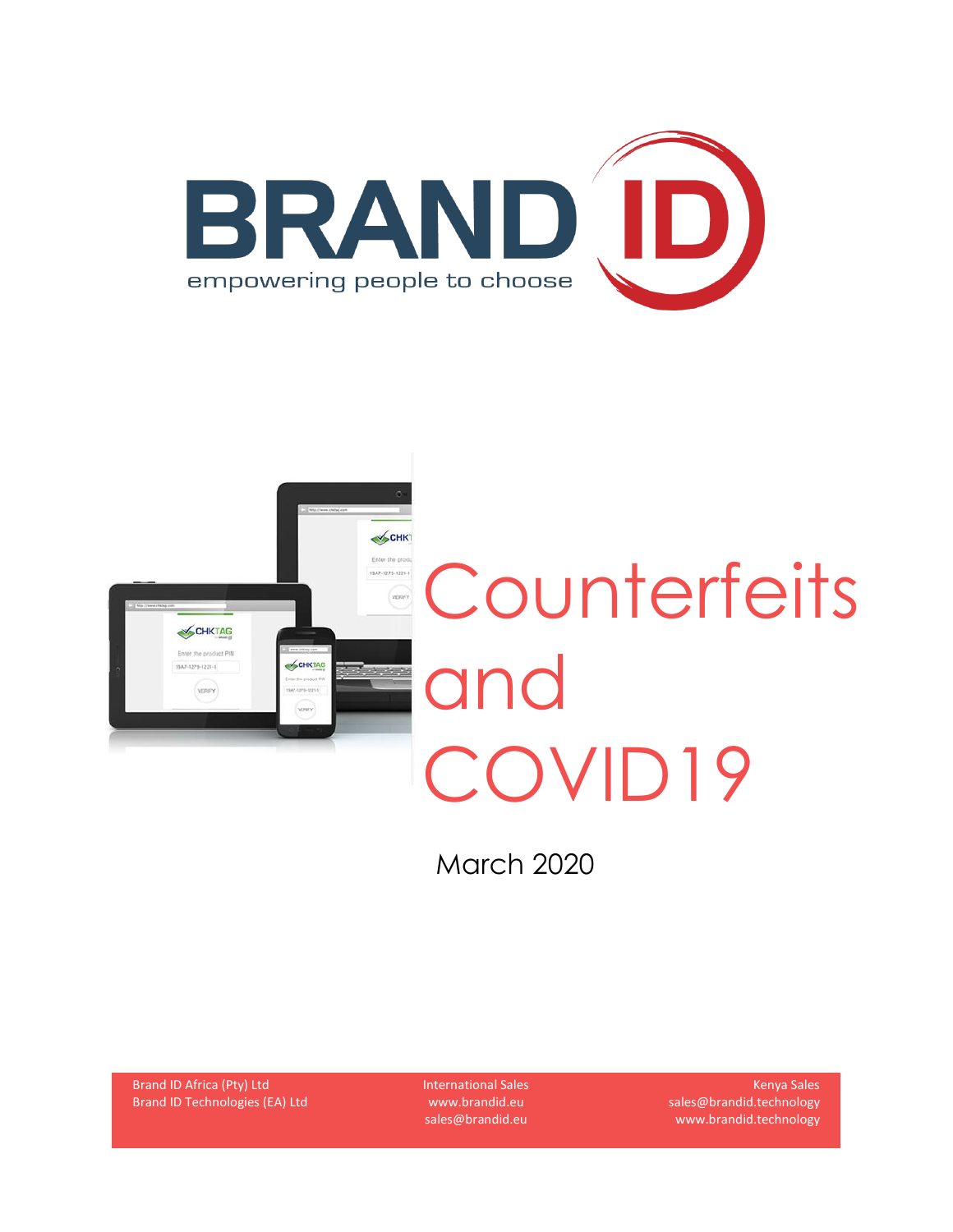# BRAND ID

empowering people to choose

# Counterfeits and COVID19

March 2020

Brand ID Africa (Pty) Ltd
Brand ID Technologies (EA) Ltd

International Sales
www.brandid.eu
sales@brandid.eu

Kenya Sales
sales@brandid.technology
www.brandid.technology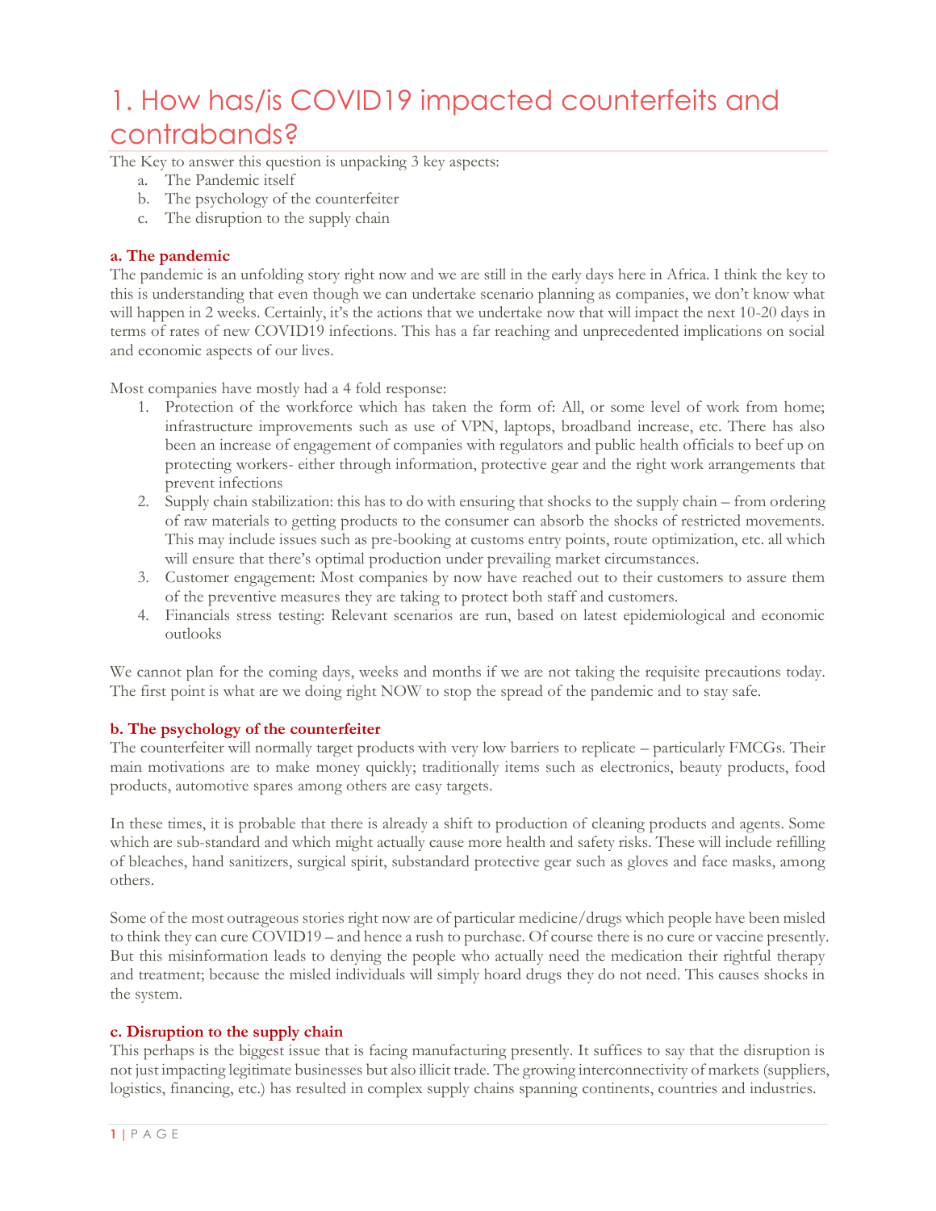# 1. How has/is COVID19 impacted counterfeits and contrabands?

The Key to answer this question is unpacking 3 key aspects:

a. The Pandemic itself
b. The psychology of the counterfeiter
c. The disruption to the supply chain

### a. The pandemic

The pandemic is an unfolding story right now and we are still in the early days here in Africa. I think the key to this is understanding that even though we can undertake scenario planning as companies, we don't know what will happen in 2 weeks. Certainly, it's the actions that we undertake now that will impact the next 10-20 days in terms of rates of new COVID19 infections. This has a far reaching and unprecedented implications on social and economic aspects of our lives.

Most companies have mostly had a 4 fold response:

1. Protection of the workforce which has taken the form of: All, or some level of work from home; infrastructure improvements such as use of VPN, laptops, broadband increase, etc. There has also been an increase of engagement of companies with regulators and public health officials to beef up on protecting workers- either through information, protective gear and the right work arrangements that prevent infections
2. Supply chain stabilization: this has to do with ensuring that shocks to the supply chain – from ordering of raw materials to getting products to the consumer can absorb the shocks of restricted movements. This may include issues such as pre-booking at customs entry points, route optimization, etc. all which will ensure that there's optimal production under prevailing market circumstances.
3. Customer engagement: Most companies by now have reached out to their customers to assure them of the preventive measures they are taking to protect both staff and customers.
4. Financials stress testing: Relevant scenarios are run, based on latest epidemiological and economic outlooks

We cannot plan for the coming days, weeks and months if we are not taking the requisite precautions today. The first point is what are we doing right NOW to stop the spread of the pandemic and to stay safe.

### b. The psychology of the counterfeiter

The counterfeiter will normally target products with very low barriers to replicate – particularly FMCGs. Their main motivations are to make money quickly; traditionally items such as electronics, beauty products, food products, automotive spares among others are easy targets.

In these times, it is probable that there is already a shift to production of cleaning products and agents. Some which are sub-standard and which might actually cause more health and safety risks. These will include refilling of bleaches, hand sanitizers, surgical spirit, substandard protective gear such as gloves and face masks, among others.

Some of the most outrageous stories right now are of particular medicine/drugs which people have been misled to think they can cure COVID19 – and hence a rush to purchase. Of course there is no cure or vaccine presently. But this misinformation leads to denying the people who actually need the medication their rightful therapy and treatment; because the misled individuals will simply hoard drugs they do not need. This causes shocks in the system.

### c. Disruption to the supply chain

This perhaps is the biggest issue that is facing manufacturing presently. It suffices to say that the disruption is not just impacting legitimate businesses but also illicit trade. The growing interconnectivity of markets (suppliers, logistics, financing, etc.) has resulted in complex supply chains spanning continents, countries and industries.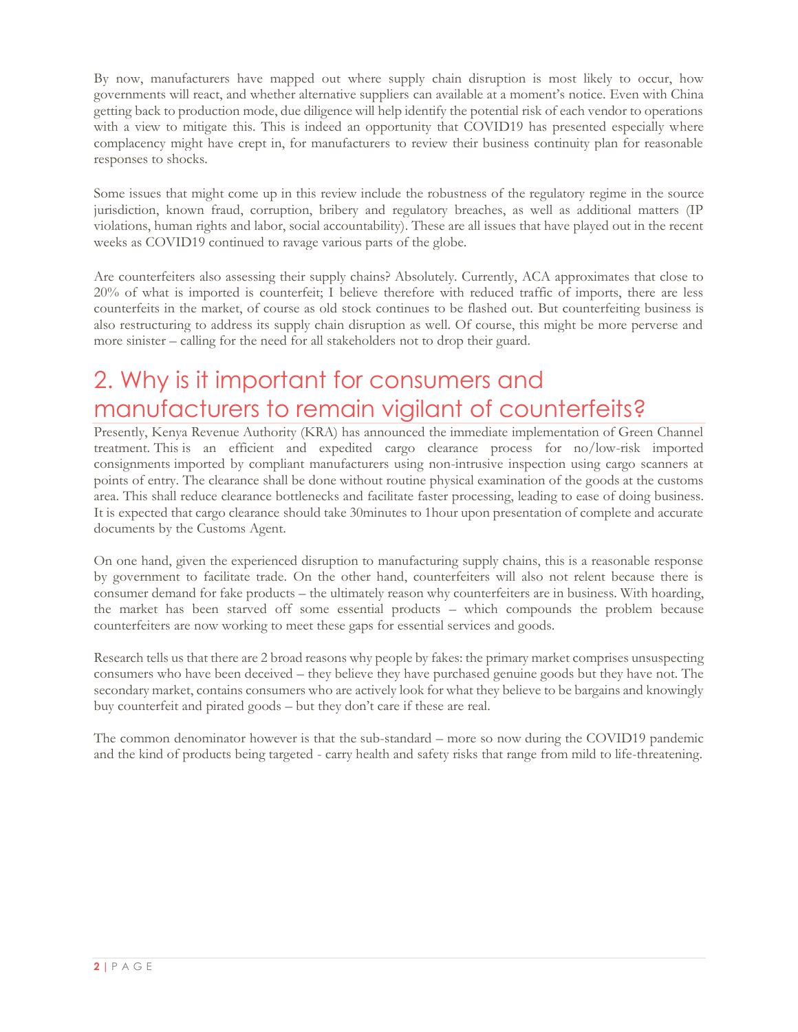By now, manufacturers have mapped out where supply chain disruption is most likely to occur, how governments will react, and whether alternative suppliers can available at a moment's notice. Even with China getting back to production mode, due diligence will help identify the potential risk of each vendor to operations with a view to mitigate this. This is indeed an opportunity that COVID19 has presented especially where complacency might have crept in, for manufacturers to review their business continuity plan for reasonable responses to shocks.

Some issues that might come up in this review include the robustness of the regulatory regime in the source jurisdiction, known fraud, corruption, bribery and regulatory breaches, as well as additional matters (IP violations, human rights and labor, social accountability). These are all issues that have played out in the recent weeks as COVID19 continued to ravage various parts of the globe.

Are counterfeiters also assessing their supply chains? Absolutely. Currently, ACA approximates that close to 20% of what is imported is counterfeit; I believe therefore with reduced traffic of imports, there are less counterfeits in the market, of course as old stock continues to be flashed out. But counterfeiting business is also restructuring to address its supply chain disruption as well. Of course, this might be more perverse and more sinister – calling for the need for all stakeholders not to drop their guard.

## 2. Why is it important for consumers and manufacturers to remain vigilant of counterfeits?

Presently, Kenya Revenue Authority (KRA) has announced the immediate implementation of Green Channel treatment. This is an efficient and expedited cargo clearance process for no/low-risk imported consignments imported by compliant manufacturers using non-intrusive inspection using cargo scanners at points of entry. The clearance shall be done without routine physical examination of the goods at the customs area. This shall reduce clearance bottlenecks and facilitate faster processing, leading to ease of doing business. It is expected that cargo clearance should take 30minutes to 1hour upon presentation of complete and accurate documents by the Customs Agent.

On one hand, given the experienced disruption to manufacturing supply chains, this is a reasonable response by government to facilitate trade. On the other hand, counterfeiters will also not relent because there is consumer demand for fake products – the ultimately reason why counterfeiters are in business. With hoarding, the market has been starved off some essential products – which compounds the problem because counterfeiters are now working to meet these gaps for essential services and goods.

Research tells us that there are 2 broad reasons why people by fakes: the primary market comprises unsuspecting consumers who have been deceived – they believe they have purchased genuine goods but they have not. The secondary market, contains consumers who are actively look for what they believe to be bargains and knowingly buy counterfeit and pirated goods – but they don't care if these are real.

The common denominator however is that the sub-standard – more so now during the COVID19 pandemic and the kind of products being targeted - carry health and safety risks that range from mild to life-threatening.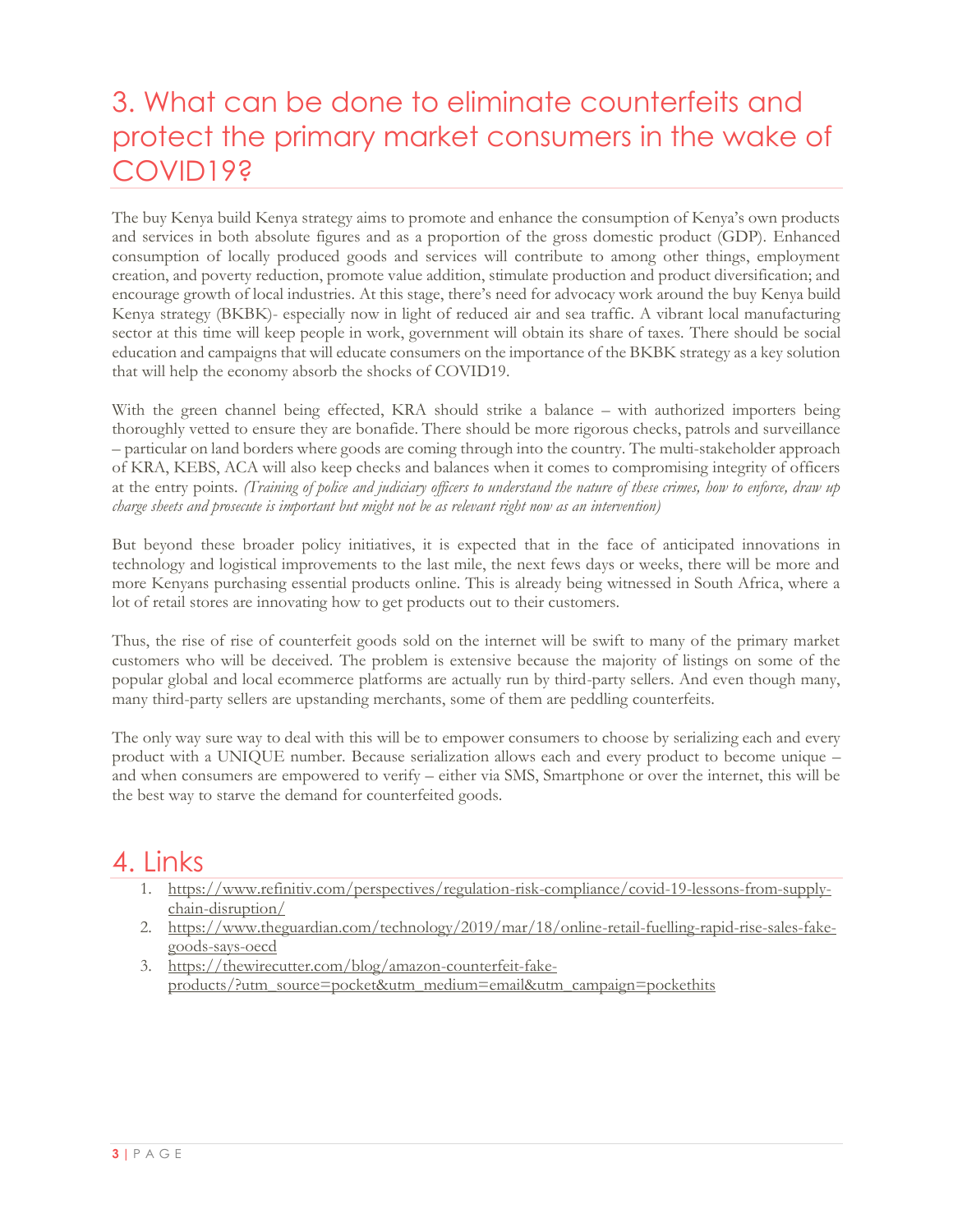# 3. What can be done to eliminate counterfeits and protect the primary market consumers in the wake of COVID19?

The buy Kenya build Kenya strategy aims to promote and enhance the consumption of Kenya's own products and services in both absolute figures and as a proportion of the gross domestic product (GDP). Enhanced consumption of locally produced goods and services will contribute to among other things, employment creation, and poverty reduction, promote value addition, stimulate production and product diversification; and encourage growth of local industries. At this stage, there's need for advocacy work around the buy Kenya build Kenya strategy (BKBK)- especially now in light of reduced air and sea traffic. A vibrant local manufacturing sector at this time will keep people in work, government will obtain its share of taxes. There should be social education and campaigns that will educate consumers on the importance of the BKBK strategy as a key solution that will help the economy absorb the shocks of COVID19.

With the green channel being effected, KRA should strike a balance – with authorized importers being thoroughly vetted to ensure they are bonafide. There should be more rigorous checks, patrols and surveillance – particular on land borders where goods are coming through into the country. The multi-stakeholder approach of KRA, KEBS, ACA will also keep checks and balances when it comes to compromising integrity of officers at the entry points. *(Training of police and judiciary officers to understand the nature of these crimes, how to enforce, draw up charge sheets and prosecute is important but might not be as relevant right now as an intervention)*

But beyond these broader policy initiatives, it is expected that in the face of anticipated innovations in technology and logistical improvements to the last mile, the next fews days or weeks, there will be more and more Kenyans purchasing essential products online. This is already being witnessed in South Africa, where a lot of retail stores are innovating how to get products out to their customers.

Thus, the rise of rise of counterfeit goods sold on the internet will be swift to many of the primary market customers who will be deceived. The problem is extensive because the majority of listings on some of the popular global and local ecommerce platforms are actually run by third-party sellers. And even though many, many third-party sellers are upstanding merchants, some of them are peddling counterfeits.

The only way sure way to deal with this will be to empower consumers to choose by serializing each and every product with a UNIQUE number. Because serialization allows each and every product to become unique – and when consumers are empowered to verify – either via SMS, Smartphone or over the internet, this will be the best way to starve the demand for counterfeited goods.

# 4. Links

1. https://www.refinitiv.com/perspectives/regulation-risk-compliance/covid-19-lessons-from-supply-chain-disruption/
2. https://www.theguardian.com/technology/2019/mar/18/online-retail-fuelling-rapid-rise-sales-fake-goods-says-oecd
3. https://thewirecutter.com/blog/amazon-counterfeit-fake-products/?utm_source=pocket&utm_medium=email&utm_campaign=pockethits